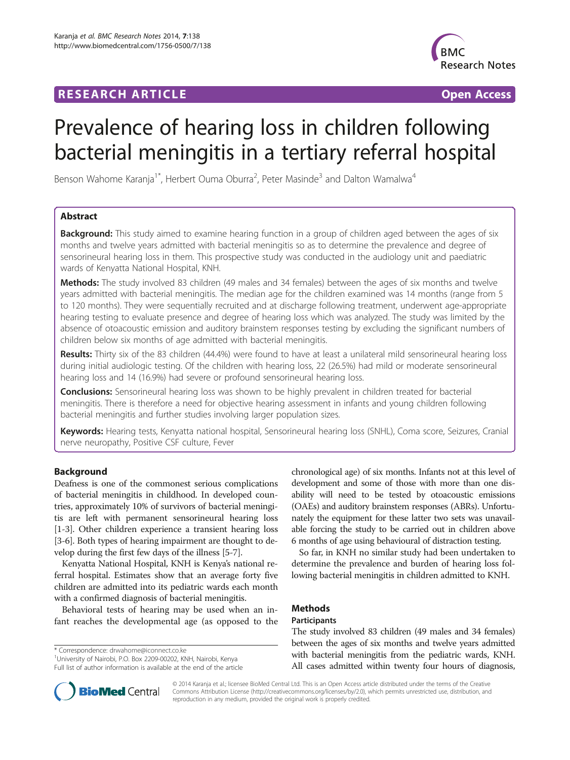**RESEARCH ARTICLE** **Open Access**

# Prevalence of hearing loss in children following bacterial meningitis in a tertiary referral hospital

Benson Wahome Karanja[1*], Herbert Ouma Oburra[2], Peter Masinde[3] and Dalton Wamalwa[4]

## Abstract

**Background:** This study aimed to examine hearing function in a group of children aged between the ages of six months and twelve years admitted with bacterial meningitis so as to determine the prevalence and degree of sensorineural hearing loss in them. This prospective study was conducted in the audiology unit and paediatric wards of Kenyatta National Hospital, KNH.

**Methods:** The study involved 83 children (49 males and 34 females) between the ages of six months and twelve years admitted with bacterial meningitis. The median age for the children examined was 14 months (range from 5 to 120 months). They were sequentially recruited and at discharge following treatment, underwent age-appropriate hearing testing to evaluate presence and degree of hearing loss which was analyzed. The study was limited by the absence of otoacoustic emission and auditory brainstem responses testing by excluding the significant numbers of children below six months of age admitted with bacterial meningitis.

**Results:** Thirty six of the 83 children (44.4%) were found to have at least a unilateral mild sensorineural hearing loss during initial audiologic testing. Of the children with hearing loss, 22 (26.5%) had mild or moderate sensorineural hearing loss and 14 (16.9%) had severe or profound sensorineural hearing loss.

**Conclusions:** Sensorineural hearing loss was shown to be highly prevalent in children treated for bacterial meningitis. There is therefore a need for objective hearing assessment in infants and young children following bacterial meningitis and further studies involving larger population sizes.

**Keywords:** Hearing tests, Kenyatta national hospital, Sensorineural hearing loss (SNHL), Coma score, Seizures, Cranial nerve neuropathy, Positive CSF culture, Fever

## Background

Deafness is one of the commonest serious complications of bacterial meningitis in childhood. In developed countries, approximately 10% of survivors of bacterial meningitis are left with permanent sensorineural hearing loss [1-3]. Other children experience a transient hearing loss [3-6]. Both types of hearing impairment are thought to develop during the first few days of the illness [5-7].

Kenyatta National Hospital, KNH is Kenya's national referral hospital. Estimates show that an average forty five children are admitted into its pediatric wards each month with a confirmed diagnosis of bacterial meningitis.

Behavioral tests of hearing may be used when an infant reaches the developmental age (as opposed to the chronological age) of six months. Infants not at this level of development and some of those with more than one disability will need to be tested by otoacoustic emissions (OAEs) and auditory brainstem responses (ABRs). Unfortunately the equipment for these latter two sets was unavailable forcing the study to be carried out in children above 6 months of age using behavioural of distraction testing.

So far, in KNH no similar study had been undertaken to determine the prevalence and burden of hearing loss following bacterial meningitis in children admitted to KNH.

## Methods

### Participants

The study involved 83 children (49 males and 34 females) between the ages of six months and twelve years admitted with bacterial meningitis from the pediatric wards, KNH. All cases admitted within twenty four hours of diagnosis,

\* Correspondence: drwahome@iconnect.co.ke
[1]University of Nairobi, P.O. Box 2209-00202, KNH, Nairobi, Kenya
Full list of author information is available at the end of the article

© 2014 Karanja et al.; licensee BioMed Central Ltd. This is an Open Access article distributed under the terms of the Creative Commons Attribution License (http://creativecommons.org/licenses/by/2.0), which permits unrestricted use, distribution, and reproduction in any medium, provided the original work is properly credited.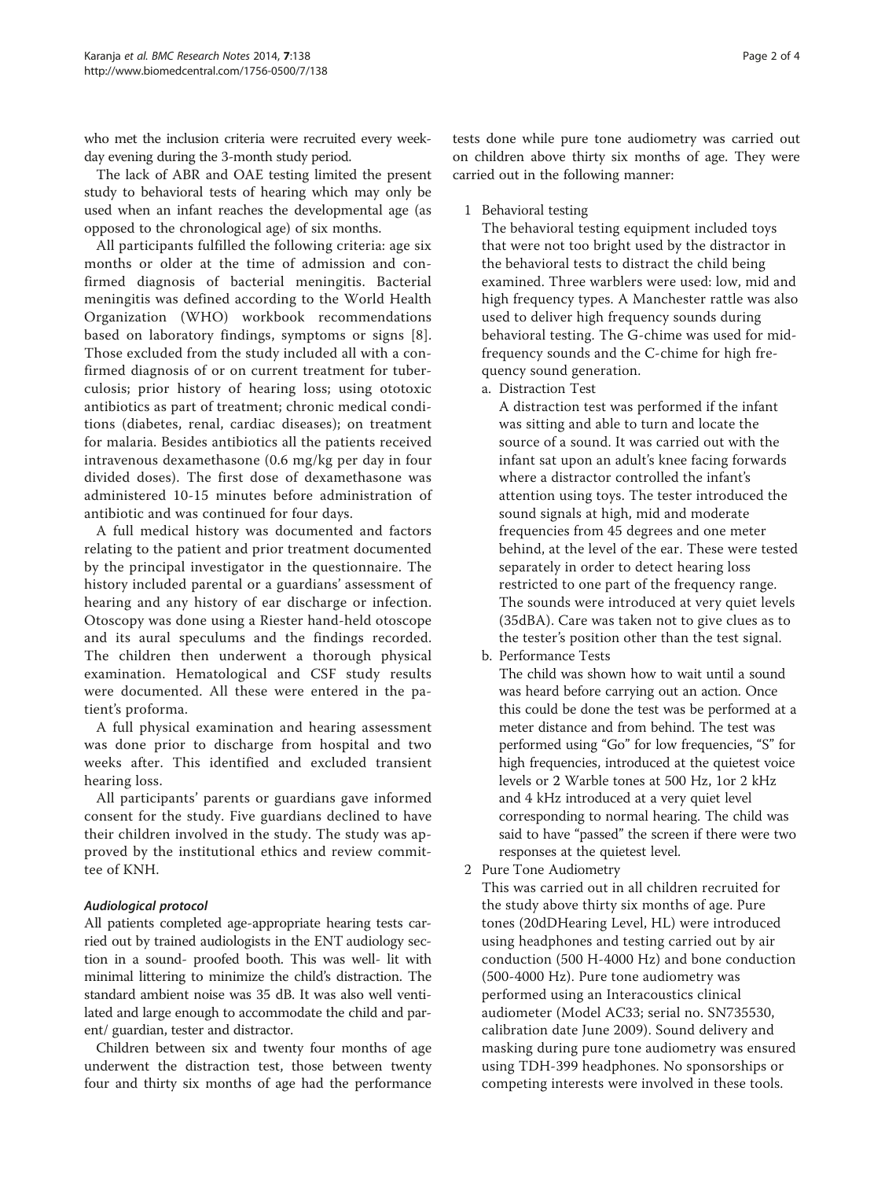who met the inclusion criteria were recruited every weekday evening during the 3-month study period.

The lack of ABR and OAE testing limited the present study to behavioral tests of hearing which may only be used when an infant reaches the developmental age (as opposed to the chronological age) of six months.

All participants fulfilled the following criteria: age six months or older at the time of admission and confirmed diagnosis of bacterial meningitis. Bacterial meningitis was defined according to the World Health Organization (WHO) workbook recommendations based on laboratory findings, symptoms or signs [8]. Those excluded from the study included all with a confirmed diagnosis of or on current treatment for tuberculosis; prior history of hearing loss; using ototoxic antibiotics as part of treatment; chronic medical conditions (diabetes, renal, cardiac diseases); on treatment for malaria. Besides antibiotics all the patients received intravenous dexamethasone (0.6 mg/kg per day in four divided doses). The first dose of dexamethasone was administered 10-15 minutes before administration of antibiotic and was continued for four days.

A full medical history was documented and factors relating to the patient and prior treatment documented by the principal investigator in the questionnaire. The history included parental or a guardians' assessment of hearing and any history of ear discharge or infection. Otoscopy was done using a Riester hand-held otoscope and its aural speculums and the findings recorded. The children then underwent a thorough physical examination. Hematological and CSF study results were documented. All these were entered in the patient's proforma.

A full physical examination and hearing assessment was done prior to discharge from hospital and two weeks after. This identified and excluded transient hearing loss.

All participants' parents or guardians gave informed consent for the study. Five guardians declined to have their children involved in the study. The study was approved by the institutional ethics and review committee of KNH.

### *Audiological protocol*

All patients completed age-appropriate hearing tests carried out by trained audiologists in the ENT audiology section in a sound- proofed booth. This was well- lit with minimal littering to minimize the child's distraction. The standard ambient noise was 35 dB. It was also well ventilated and large enough to accommodate the child and parent/ guardian, tester and distractor.

Children between six and twenty four months of age underwent the distraction test, those between twenty four and thirty six months of age had the performance tests done while pure tone audiometry was carried out on children above thirty six months of age. They were carried out in the following manner:

1 Behavioral testing

   The behavioral testing equipment included toys that were not too bright used by the distractor in the behavioral tests to distract the child being examined. Three warblers were used: low, mid and high frequency types. A Manchester rattle was also used to deliver high frequency sounds during behavioral testing. The G-chime was used for mid-frequency sounds and the C-chime for high frequency sound generation.

   a. Distraction Test

      A distraction test was performed if the infant was sitting and able to turn and locate the source of a sound. It was carried out with the infant sat upon an adult's knee facing forwards where a distractor controlled the infant's attention using toys. The tester introduced the sound signals at high, mid and moderate frequencies from 45 degrees and one meter behind, at the level of the ear. These were tested separately in order to detect hearing loss restricted to one part of the frequency range. The sounds were introduced at very quiet levels (35dBA). Care was taken not to give clues as to the tester's position other than the test signal.

   b. Performance Tests

      The child was shown how to wait until a sound was heard before carrying out an action. Once this could be done the test was be performed at a meter distance and from behind. The test was performed using "Go" for low frequencies, "S" for high frequencies, introduced at the quietest voice levels or 2 Warble tones at 500 Hz, 1or 2 kHz and 4 kHz introduced at a very quiet level corresponding to normal hearing. The child was said to have "passed" the screen if there were two responses at the quietest level.

2 Pure Tone Audiometry

   This was carried out in all children recruited for the study above thirty six months of age. Pure tones (20dDHearing Level, HL) were introduced using headphones and testing carried out by air conduction (500 H-4000 Hz) and bone conduction (500-4000 Hz). Pure tone audiometry was performed using an Interacoustics clinical audiometer (Model AC33; serial no. SN735530, calibration date June 2009). Sound delivery and masking during pure tone audiometry was ensured using TDH-399 headphones. No sponsorships or competing interests were involved in these tools.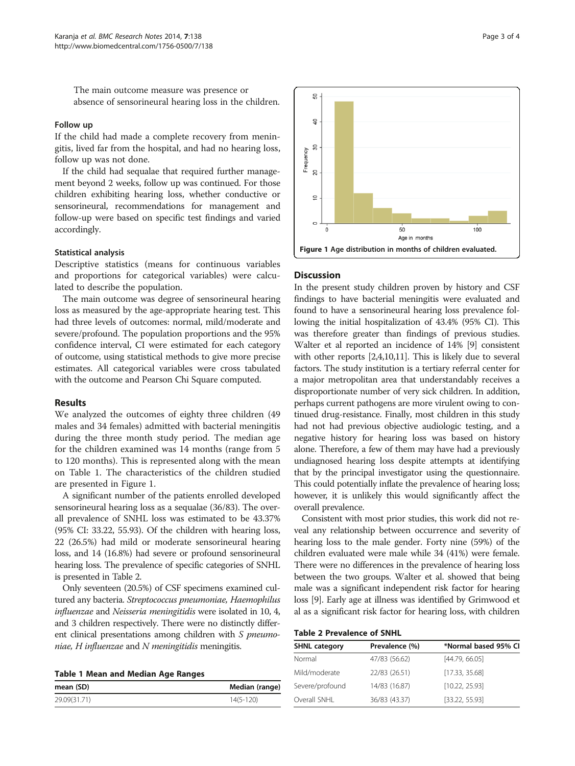The main outcome measure was presence or absence of sensorineural hearing loss in the children.

#### Follow up

If the child had made a complete recovery from meningitis, lived far from the hospital, and had no hearing loss, follow up was not done.

If the child had sequalae that required further management beyond 2 weeks, follow up was continued. For those children exhibiting hearing loss, whether conductive or sensorineural, recommendations for management and follow-up were based on specific test findings and varied accordingly.

#### Statistical analysis

Descriptive statistics (means for continuous variables and proportions for categorical variables) were calculated to describe the population.

The main outcome was degree of sensorineural hearing loss as measured by the age-appropriate hearing test. This had three levels of outcomes: normal, mild/moderate and severe/profound. The population proportions and the 95% confidence interval, CI were estimated for each category of outcome, using statistical methods to give more precise estimates. All categorical variables were cross tabulated with the outcome and Pearson Chi Square computed.

## Results

We analyzed the outcomes of eighty three children (49 males and 34 females) admitted with bacterial meningitis during the three month study period. The median age for the children examined was 14 months (range from 5 to 120 months). This is represented along with the mean on Table 1. The characteristics of the children studied are presented in Figure 1.

A significant number of the patients enrolled developed sensorineural hearing loss as a sequalae (36/83). The overall prevalence of SNHL loss was estimated to be 43.37% (95% CI: 33.22, 55.93). Of the children with hearing loss, 22 (26.5%) had mild or moderate sensorineural hearing loss, and 14 (16.8%) had severe or profound sensorineural hearing loss. The prevalence of specific categories of SNHL is presented in Table 2.

Only seventeen (20.5%) of CSF specimens examined cultured any bacteria. *Streptococcus pneumoniae, Haemophilus influenzae* and *Neisseria meningitidis* were isolated in 10, 4, and 3 children respectively. There were no distinctly different clinical presentations among children with *S pneumoniae, H influenzae* and *N meningitidis* meningitis.

**Table 1 Mean and Median Age Ranges**

| mean (SD) | Median (range) |
|---|---|
| 29.09(31.71) | 14(5-120) |

**Figure 1 Age distribution in months of children evaluated.**

## Discussion

In the present study children proven by history and CSF findings to have bacterial meningitis were evaluated and found to have a sensorineural hearing loss prevalence following the initial hospitalization of 43.4% (95% CI). This was therefore greater than findings of previous studies. Walter et al reported an incidence of 14% [9] consistent with other reports [2,4,10,11]. This is likely due to several factors. The study institution is a tertiary referral center for a major metropolitan area that understandably receives a disproportionate number of very sick children. In addition, perhaps current pathogens are more virulent owing to continued drug-resistance. Finally, most children in this study had not had previous objective audiologic testing, and a negative history for hearing loss was based on history alone. Therefore, a few of them may have had a previously undiagnosed hearing loss despite attempts at identifying that by the principal investigator using the questionnaire. This could potentially inflate the prevalence of hearing loss; however, it is unlikely this would significantly affect the overall prevalence.

Consistent with most prior studies, this work did not reveal any relationship between occurrence and severity of hearing loss to the male gender. Forty nine (59%) of the children evaluated were male while 34 (41%) were female. There were no differences in the prevalence of hearing loss between the two groups. Walter et al. showed that being male was a significant independent risk factor for hearing loss [9]. Early age at illness was identified by Grimwood et al as a significant risk factor for hearing loss, with children

**Table 2 Prevalence of SNHL**

| SHNL category | Prevalence (%) | *Normal based 95% CI |
|---|---|---|
| Normal | 47/83 (56.62) | [44.79, 66.05] |
| Mild/moderate | 22/83 (26.51) | [17.33, 35.68] |
| Severe/profound | 14/83 (16.87) | [10.22, 25.93] |
| Overall SNHL | 36/83 (43.37) | [33.22, 55.93] |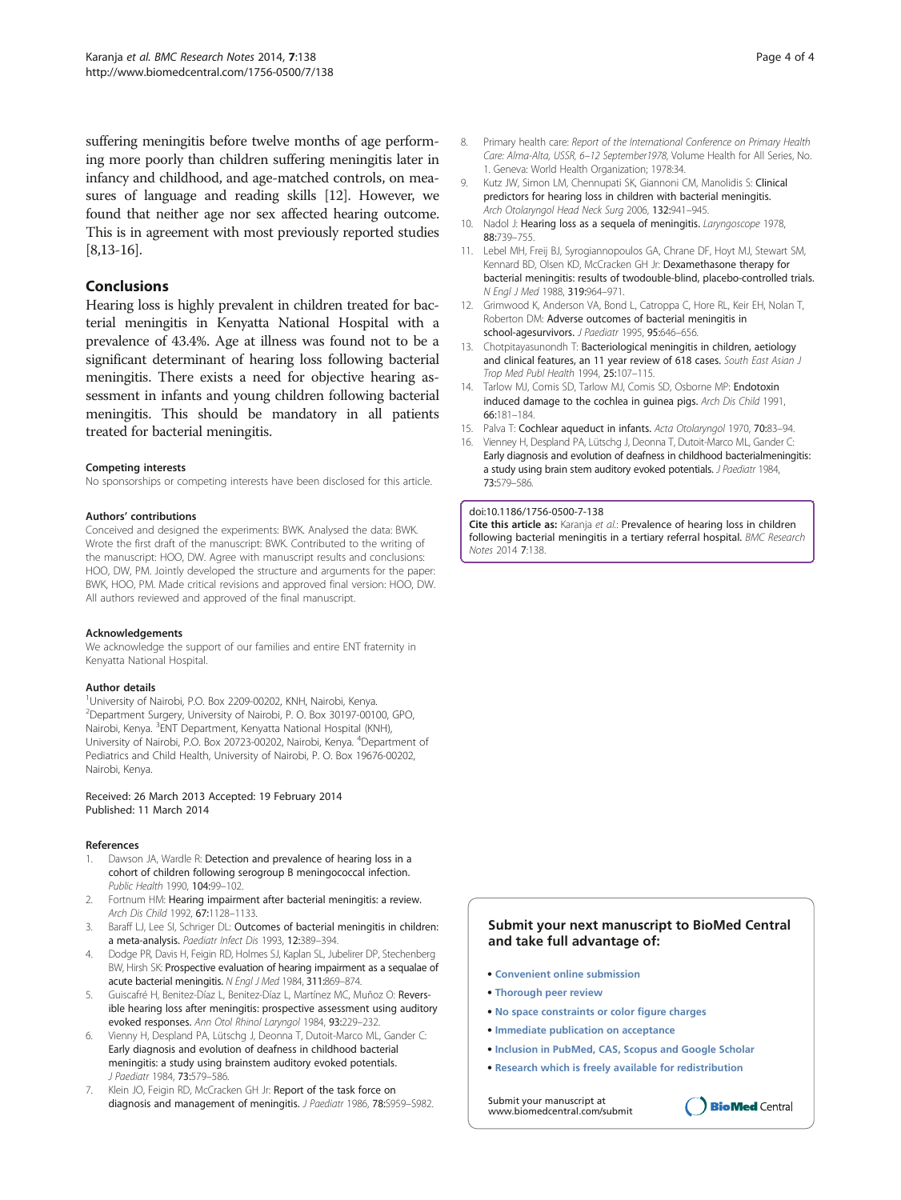suffering meningitis before twelve months of age performing more poorly than children suffering meningitis later in infancy and childhood, and age-matched controls, on measures of language and reading skills [12]. However, we found that neither age nor sex affected hearing outcome. This is in agreement with most previously reported studies [8,13-16].

## Conclusions

Hearing loss is highly prevalent in children treated for bacterial meningitis in Kenyatta National Hospital with a prevalence of 43.4%. Age at illness was found not to be a significant determinant of hearing loss following bacterial meningitis. There exists a need for objective hearing assessment in infants and young children following bacterial meningitis. This should be mandatory in all patients treated for bacterial meningitis.

#### Competing interests

No sponsorships or competing interests have been disclosed for this article.

#### Authors' contributions

Conceived and designed the experiments: BWK. Analysed the data: BWK. Wrote the first draft of the manuscript: BWK. Contributed to the writing of the manuscript: HOO, DW. Agree with manuscript results and conclusions: HOO, DW, PM. Jointly developed the structure and arguments for the paper: BWK, HOO, PM. Made critical revisions and approved final version: HOO, DW. All authors reviewed and approved of the final manuscript.

#### Acknowledgements

We acknowledge the support of our families and entire ENT fraternity in Kenyatta National Hospital.

#### Author details

[1]University of Nairobi, P.O. Box 2209-00202, KNH, Nairobi, Kenya. [2]Department Surgery, University of Nairobi, P. O. Box 30197-00100, GPO, Nairobi, Kenya. [3]ENT Department, Kenyatta National Hospital (KNH), University of Nairobi, P.O. Box 20723-00202, Nairobi, Kenya. [4]Department of Pediatrics and Child Health, University of Nairobi, P. O. Box 19676-00202, Nairobi, Kenya.

Received: 26 March 2013 Accepted: 19 February 2014
Published: 11 March 2014

#### References

1. Dawson JA, Wardle R: **Detection and prevalence of hearing loss in a cohort of children following serogroup B meningococcal infection.** *Public Health* 1990, **104:**99–102.
2. Fortnum HM: **Hearing impairment after bacterial meningitis: a review.** *Arch Dis Child* 1992, **67:**1128–1133.
3. Baraff LJ, Lee SI, Schriger DL: **Outcomes of bacterial meningitis in children: a meta-analysis.** *Paediatr Infect Dis* 1993, **12:**389–394.
4. Dodge PR, Davis H, Feigin RD, Holmes SJ, Kaplan SL, Jubelirer DP, Stechenberg BW, Hirsh SK: **Prospective evaluation of hearing impairment as a sequalae of acute bacterial meningitis.** *N Engl J Med* 1984, **311:**869–874.
5. Guiscafré H, Benitez-Díaz L, Benitez-Díaz L, Martínez MC, Muñoz O: **Reversible hearing loss after meningitis: prospective assessment using auditory evoked responses.** *Ann Otol Rhinol Laryngol* 1984, **93:**229–232.
6. Vienny H, Despland PA, Lütschg J, Deonna T, Dutoit-Marco ML, Gander C: **Early diagnosis and evolution of deafness in childhood bacterial meningitis: a study using brainstem auditory evoked potentials.** *J Paediatr* 1984, **73:**579–586.
7. Klein JO, Feigin RD, McCracken GH Jr: **Report of the task force on diagnosis and management of meningitis.** *J Paediatr* 1986, **78:**S959–S982.
8. Primary health care: *Report of the International Conference on Primary Health Care: Alma-Alta, USSR, 6–12 September1978*, Volume Health for All Series, No. 1. Geneva: World Health Organization; 1978:34.
9. Kutz JW, Simon LM, Chennupati SK, Giannoni CM, Manolidis S: **Clinical predictors for hearing loss in children with bacterial meningitis.** *Arch Otolaryngol Head Neck Surg* 2006, **132:**941–945.
10. Nadol J: **Hearing loss as a sequela of meningitis.** *Laryngoscope* 1978, **88:**739–755.
11. Lebel MH, Freij BJ, Syrogiannopoulos GA, Chrane DF, Hoyt MJ, Stewart SM, Kennard BD, Olsen KD, McCracken GH Jr: **Dexamethasone therapy for bacterial meningitis: results of twodouble-blind, placebo-controlled trials.** *N Engl J Med* 1988, **319:**964–971.
12. Grimwood K, Anderson VA, Bond L, Catroppa C, Hore RL, Keir EH, Nolan T, Roberton DM: **Adverse outcomes of bacterial meningitis in school-agesurvivors.** *J Paediatr* 1995, **95:**646–656.
13. Chotpitayasunondh T: **Bacteriological meningitis in children, aetiology and clinical features, an 11 year review of 618 cases.** *South East Asian J Trop Med Publ Health* 1994, **25:**107–115.
14. Tarlow MJ, Comis SD, Tarlow MJ, Comis SD, Osborne MP: **Endotoxin induced damage to the cochlea in guinea pigs.** *Arch Dis Child* 1991, **66:**181–184.
15. Palva T: **Cochlear aqueduct in infants.** *Acta Otolaryngol* 1970, **70:**83–94.
16. Vienney H, Despland PA, Lütschg J, Deonna T, Dutoit-Marco ML, Gander C: **Early diagnosis and evolution of deafness in childhood bacterialmeningitis: a study using brain stem auditory evoked potentials.** *J Paediatr* 1984, **73:**579–586.

doi:10.1186/1756-0500-7-138
**Cite this article as:** Karanja *et al.*: Prevalence of hearing loss in children following bacterial meningitis in a tertiary referral hospital. *BMC Research Notes* 2014 **7**:138.

**Submit your next manuscript to BioMed Central and take full advantage of:**

- **Convenient online submission**
- **Thorough peer review**
- **No space constraints or color figure charges**
- **Immediate publication on acceptance**
- **Inclusion in PubMed, CAS, Scopus and Google Scholar**
- **Research which is freely available for redistribution**

Submit your manuscript at
www.biomedcentral.com/submit

BioMed Central